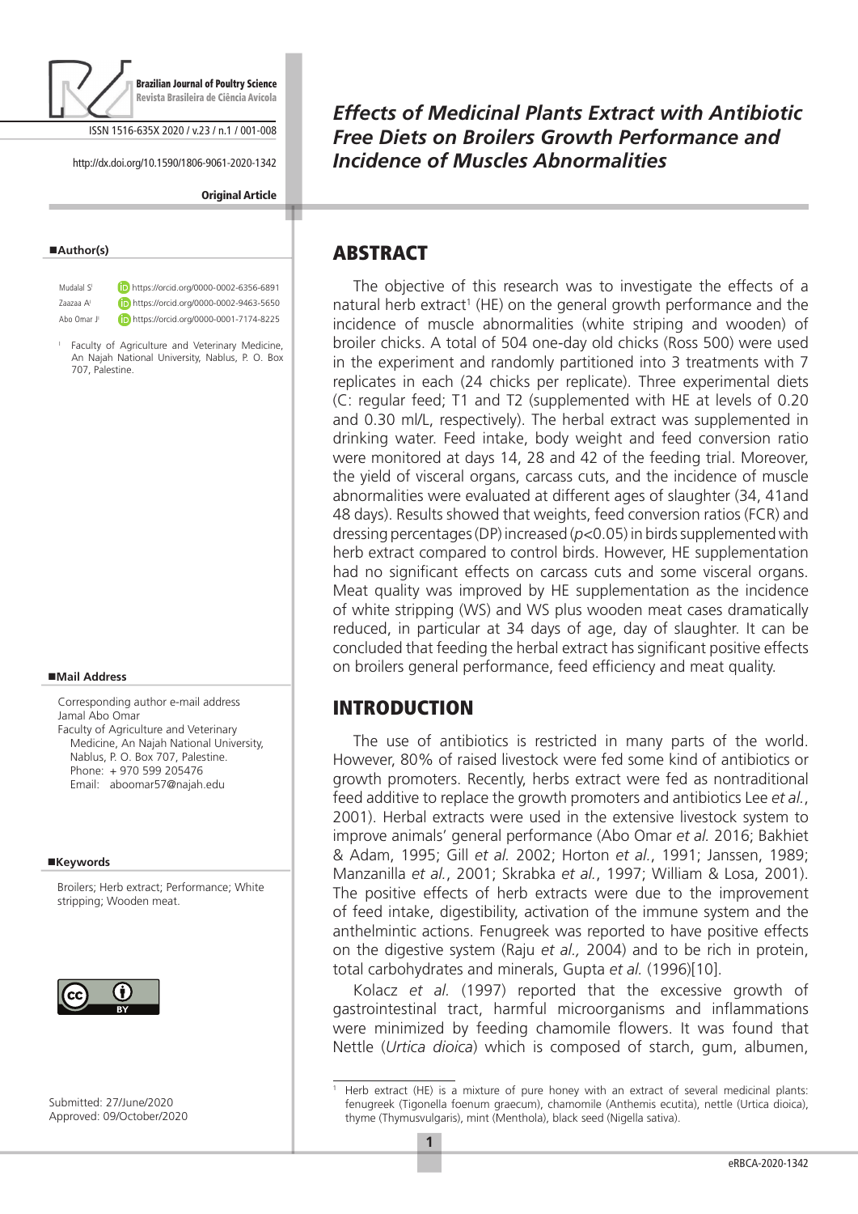**Original Article**

# *Effects of Medicinal Plants Extract with Antibiotic Free Diets on Broilers Growth Performance and Incidence of Muscles Abnormalities*

**Author(s)**

Mudalal S[I] https://orcid.org/0000-0002-6356-6891
Zaazaa A[I] https://orcid.org/0000-0002-9463-5650
Abo Omar J[I] https://orcid.org/0000-0001-7174-8225

[I] Faculty of Agriculture and Veterinary Medicine, An Najah National University, Nablus, P. O. Box 707, Palestine.

**Mail Address**

Corresponding author e-mail address
Jamal Abo Omar
Faculty of Agriculture and Veterinary Medicine, An Najah National University, Nablus, P. O. Box 707, Palestine.
Phone: + 970 599 205476
Email: aboomar57@najah.edu

**Keywords**

Broilers; Herb extract; Performance; White stripping; Wooden meat.

Submitted: 27/June/2020
Approved: 09/October/2020

## ABSTRACT

The objective of this research was to investigate the effects of a natural herb extract[1] (HE) on the general growth performance and the incidence of muscle abnormalities (white striping and wooden) of broiler chicks. A total of 504 one-day old chicks (Ross 500) were used in the experiment and randomly partitioned into 3 treatments with 7 replicates in each (24 chicks per replicate). Three experimental diets (C: regular feed; T1 and T2 (supplemented with HE at levels of 0.20 and 0.30 ml/L, respectively). The herbal extract was supplemented in drinking water. Feed intake, body weight and feed conversion ratio were monitored at days 14, 28 and 42 of the feeding trial. Moreover, the yield of visceral organs, carcass cuts, and the incidence of muscle abnormalities were evaluated at different ages of slaughter (34, 41and 48 days). Results showed that weights, feed conversion ratios (FCR) and dressing percentages (DP) increased ($p$<0.05) in birds supplemented with herb extract compared to control birds. However, HE supplementation had no significant effects on carcass cuts and some visceral organs. Meat quality was improved by HE supplementation as the incidence of white stripping (WS) and WS plus wooden meat cases dramatically reduced, in particular at 34 days of age, day of slaughter. It can be concluded that feeding the herbal extract has significant positive effects on broilers general performance, feed efficiency and meat quality.

## INTRODUCTION

The use of antibiotics is restricted in many parts of the world. However, 80% of raised livestock were fed some kind of antibiotics or growth promoters. Recently, herbs extract were fed as nontraditional feed additive to replace the growth promoters and antibiotics Lee *et al.*, 2001). Herbal extracts were used in the extensive livestock system to improve animals' general performance (Abo Omar *et al.* 2016; Bakhiet & Adam, 1995; Gill *et al.* 2002; Horton *et al.*, 1991; Janssen, 1989; Manzanilla *et al.*, 2001; Skrabka *et al.*, 1997; William & Losa, 2001). The positive effects of herb extracts were due to the improvement of feed intake, digestibility, activation of the immune system and the anthelmintic actions. Fenugreek was reported to have positive effects on the digestive system (Raju *et al.,* 2004) and to be rich in protein, total carbohydrates and minerals, Gupta *et al.* (1996)[10].

Kolacz *et al.* (1997) reported that the excessive growth of gastrointestinal tract, harmful microorganisms and inflammations were minimized by feeding chamomile flowers. It was found that Nettle (*Urtica dioica*) which is composed of starch, gum, albumen,

[1] Herb extract (HE) is a mixture of pure honey with an extract of several medicinal plants: fenugreek (Tigonella foenum graecum), chamomile (Anthemis ecutita), nettle (Urtica dioica), thyme (Thymusvulgaris), mint (Menthola), black seed (Nigella sativa).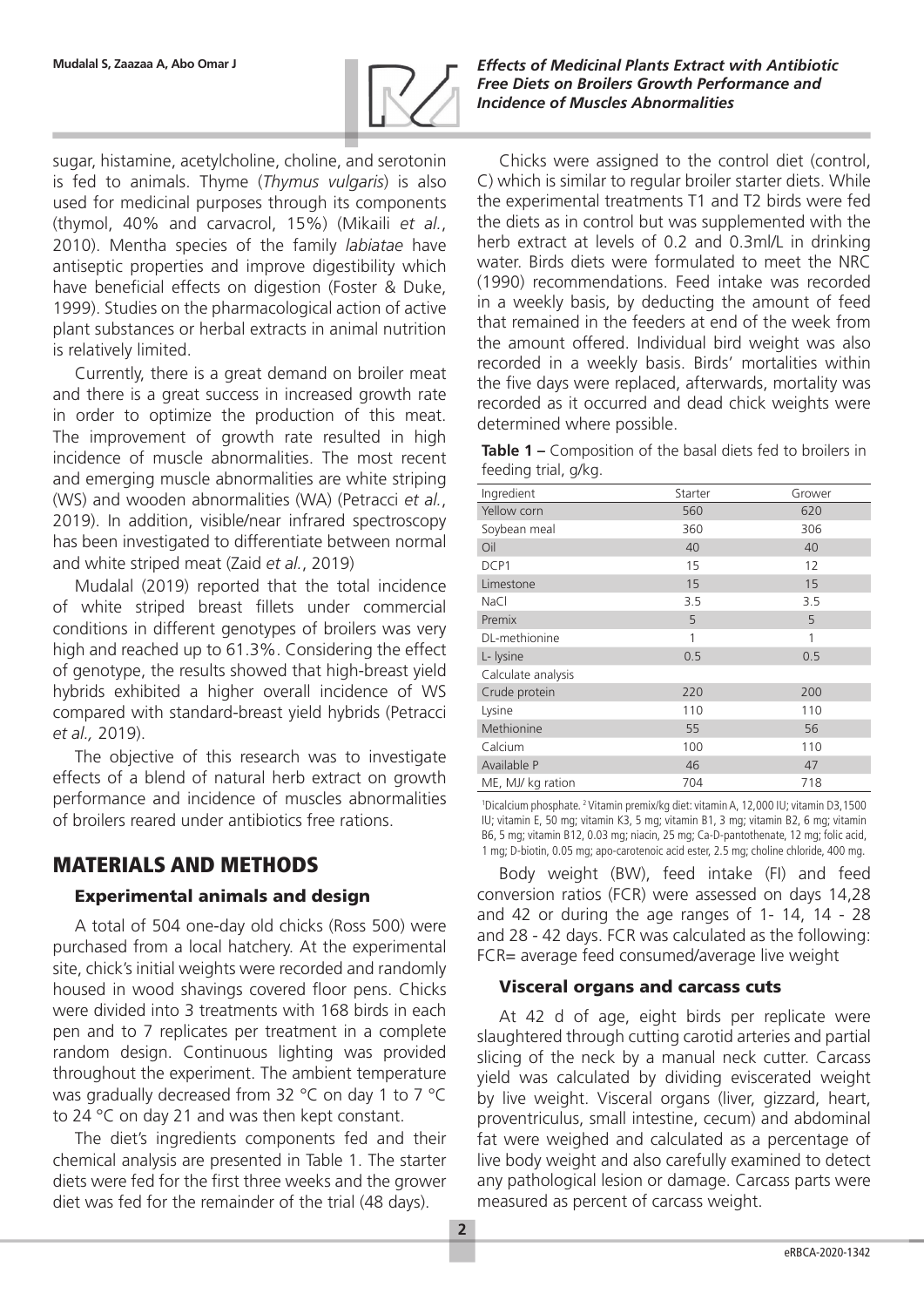sugar, histamine, acetylcholine, choline, and serotonin is fed to animals. Thyme (*Thymus vulgaris*) is also used for medicinal purposes through its components (thymol, 40% and carvacrol, 15%) (Mikaili *et al.*, 2010). Mentha species of the family *labiatae* have antiseptic properties and improve digestibility which have beneficial effects on digestion (Foster & Duke, 1999). Studies on the pharmacological action of active plant substances or herbal extracts in animal nutrition is relatively limited.

Currently, there is a great demand on broiler meat and there is a great success in increased growth rate in order to optimize the production of this meat. The improvement of growth rate resulted in high incidence of muscle abnormalities. The most recent and emerging muscle abnormalities are white striping (WS) and wooden abnormalities (WA) (Petracci *et al.*, 2019). In addition, visible/near infrared spectroscopy has been investigated to differentiate between normal and white striped meat (Zaid *et al.*, 2019)

Mudalal (2019) reported that the total incidence of white striped breast fillets under commercial conditions in different genotypes of broilers was very high and reached up to 61.3%. Considering the effect of genotype, the results showed that high-breast yield hybrids exhibited a higher overall incidence of WS compared with standard-breast yield hybrids (Petracci *et al.,* 2019).

The objective of this research was to investigate effects of a blend of natural herb extract on growth performance and incidence of muscles abnormalities of broilers reared under antibiotics free rations.

## MATERIALS AND METHODS

### Experimental animals and design

A total of 504 one-day old chicks (Ross 500) were purchased from a local hatchery. At the experimental site, chick's initial weights were recorded and randomly housed in wood shavings covered floor pens. Chicks were divided into 3 treatments with 168 birds in each pen and to 7 replicates per treatment in a complete random design. Continuous lighting was provided throughout the experiment. The ambient temperature was gradually decreased from 32 °C on day 1 to 7 °C to 24 °C on day 21 and was then kept constant.

The diet's ingredients components fed and their chemical analysis are presented in Table 1. The starter diets were fed for the first three weeks and the grower diet was fed for the remainder of the trial (48 days).

Chicks were assigned to the control diet (control, C) which is similar to regular broiler starter diets. While the experimental treatments T1 and T2 birds were fed the diets as in control but was supplemented with the herb extract at levels of 0.2 and 0.3ml/L in drinking water. Birds diets were formulated to meet the NRC (1990) recommendations. Feed intake was recorded in a weekly basis, by deducting the amount of feed that remained in the feeders at end of the week from the amount offered. Individual bird weight was also recorded in a weekly basis. Birds' mortalities within the five days were replaced, afterwards, mortality was recorded as it occurred and dead chick weights were determined where possible.

**Table 1 –** Composition of the basal diets fed to broilers in feeding trial, g/kg.

| Ingredient | Starter | Grower |
|---|---|---|
| Yellow corn | 560 | 620 |
| Soybean meal | 360 | 306 |
| Oil | 40 | 40 |
| DCP1 | 15 | 12 |
| Limestone | 15 | 15 |
| NaCl | 3.5 | 3.5 |
| Premix | 5 | 5 |
| DL-methionine | 1 | 1 |
| L- lysine | 0.5 | 0.5 |
| Calculate analysis | | |
| Crude protein | 220 | 200 |
| Lysine | 110 | 110 |
| Methionine | 55 | 56 |
| Calcium | 100 | 110 |
| Available P | 46 | 47 |
| ME, MJ/ kg ration | 704 | 718 |

[1]Dicalcium phosphate. [2]Vitamin premix/kg diet: vitamin A, 12,000 IU; vitamin D3,1500 IU; vitamin E, 50 mg; vitamin K3, 5 mg; vitamin B1, 3 mg; vitamin B2, 6 mg; vitamin B6, 5 mg; vitamin B12, 0.03 mg; niacin, 25 mg; Ca-D-pantothenate, 12 mg; folic acid, 1 mg; D-biotin, 0.05 mg; apo-carotenoic acid ester, 2.5 mg; choline chloride, 400 mg.

Body weight (BW), feed intake (FI) and feed conversion ratios (FCR) were assessed on days 14,28 and 42 or during the age ranges of 1- 14, 14 - 28 and 28 - 42 days. FCR was calculated as the following: FCR= average feed consumed/average live weight

### Visceral organs and carcass cuts

At 42 d of age, eight birds per replicate were slaughtered through cutting carotid arteries and partial slicing of the neck by a manual neck cutter. Carcass yield was calculated by dividing eviscerated weight by live weight. Visceral organs (liver, gizzard, heart, proventriculus, small intestine, cecum) and abdominal fat were weighed and calculated as a percentage of live body weight and also carefully examined to detect any pathological lesion or damage. Carcass parts were measured as percent of carcass weight.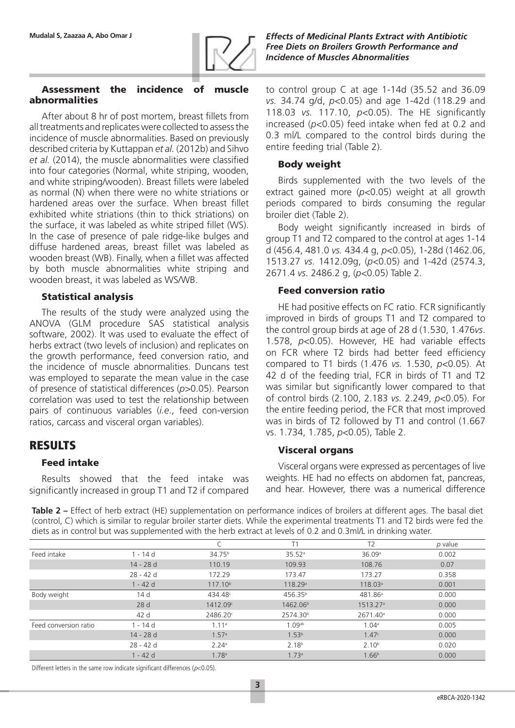### Assessment the incidence of muscle abnormalities

After about 8 hr of post mortem, breast fillets from all treatments and replicates were collected to assess the incidence of muscle abnormalities. Based on previously described criteria by Kuttappan *et al.* (2012b) and Sihvo *et al.* (2014), the muscle abnormalities were classified into four categories (Normal, white striping, wooden, and white striping/wooden). Breast fillets were labeled as normal (N) when there were no white striations or hardened areas over the surface. When breast fillet exhibited white striations (thin to thick striations) on the surface, it was labeled as white striped fillet (WS). In the case of presence of pale ridge-like bulges and diffuse hardened areas, breast fillet was labeled as wooden breast (WB). Finally, when a fillet was affected by both muscle abnormalities white striping and wooden breast, it was labeled as WS/WB.

### Statistical analysis

The results of the study were analyzed using the ANOVA (GLM procedure SAS statistical analysis software, 2002). It was used to evaluate the effect of herbs extract (two levels of inclusion) and replicates on the growth performance, feed conversion ratio, and the incidence of muscle abnormalities. Duncans test was employed to separate the mean value in the case of presence of statistical differences ($p>0.05$). Pearson correlation was used to test the relationship between pairs of continuous variables (*i.e.*, feed con-version ratios, carcass and visceral organ variables).

## RESULTS

### Feed intake

Results showed that the feed intake was significantly increased in group T1 and T2 if compared to control group C at age 1-14d (35.52 and 36.09 *vs.* 34.74 g/d, $p<0.05$) and age 1-42d (118.29 and 118.03 *vs.* 117.10, $p<0.05$). The HE significantly increased ($p<0.05$) feed intake when fed at 0.2 and 0.3 ml/L compared to the control birds during the entire feeding trial (Table 2).

### Body weight

Birds supplemented with the two levels of the extract gained more ($p<0.05$) weight at all growth periods compared to birds consuming the regular broiler diet (Table 2).

Body weight significantly increased in birds of group T1 and T2 compared to the control at ages 1-14 d (456.4, 481.0 *vs.* 434.4 g, $p<0.05$), 1-28d (1462.06, 1513.27 *vs*. 1412.09g, ($p<0.05$) and 1-42d (2574.3, 2671.4 *vs*. 2486.2 g, ($p<0.05$) Table 2.

### Feed conversion ratio

HE had positive effects on FC ratio. FCR significantly improved in birds of groups T1 and T2 compared to the control group birds at age of 28 d (1.530, 1.476*vs*. 1.578, $p<0.05$). However, HE had variable effects on FCR where T2 birds had better feed efficiency compared to T1 birds (1.476 *vs.* 1.530, $p<0.05$). At 42 d of the feeding trial, FCR in birds of T1 and T2 was similar but significantly lower compared to that of control birds (2.100, 2.183 *vs.* 2.249, $p<0.05$). For the entire feeding period, the FCR that most improved was in birds of T2 followed by T1 and control (1.667 vs. 1.734, 1.785, $p<0.05$), Table 2.

### Visceral organs

Visceral organs were expressed as percentages of live weights. HE had no effects on abdomen fat, pancreas, and hear. However, there was a numerical difference

**Table 2 –** Effect of herb extract (HE) supplementation on performance indices of broilers at different ages. The basal diet (control, C) which is similar to regular broiler starter diets. While the experimental treatments T1 and T2 birds were fed the diets as in control but was supplemented with the herb extract at levels of 0.2 and 0.3ml/L in drinking water.

| | | C | T1 | T2 | *p* value |
|---|---|---|---|---|---|
| Feed intake | 1 - 14 d | 34.75[b] | 35.52[a] | 36.09[a] | 0.002 |
| | 14 - 28 d | 110.19 | 109.93 | 108.76 | 0.07 |
| | 28 - 42 d | 172.29 | 173.47 | 173.27 | 0.358 |
| | 1 - 42 d | 117.10[b] | 118.29[a] | 118.03[a] | 0.001 |
| Body weight | 14 d | 434.48[c] | 456.35[b] | 481.86[a] | 0.000 |
| | 28 d | 1412.09[c] | 1462.06[b] | 1513.27[a] | 0.000 |
| | 42 d | 2486.20[c] | 2574.30[b] | 2671.40[a] | 0.000 |
| Feed conversion ratio | 1 - 14 d | 1.11[a] | 1.09[ab] | 1.04[a] | 0.005 |
| | 14 - 28 d | 1.57[a] | 1.53[b] | 1.47[c] | 0.000 |
| | 28 - 42 d | 2.24[a] | 2.18[b] | 2.10[b] | 0.020 |
| | 1 - 42 d | 1.78[a] | 1.73[a] | 1.66[b] | 0.000 |

Different letters in the same row indicate significant differences ($p<0.05$).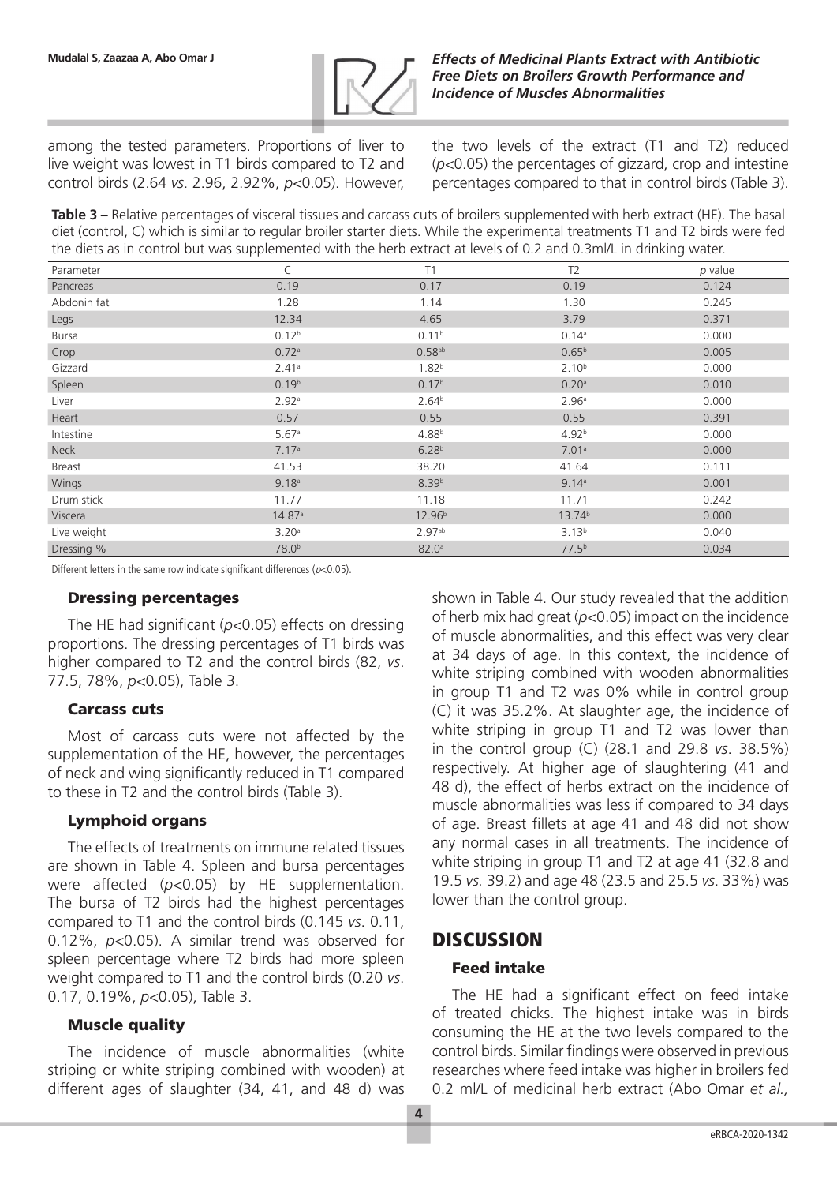among the tested parameters. Proportions of liver to live weight was lowest in T1 birds compared to T2 and control birds (2.64 *vs*. 2.96, 2.92%, $p<0.05$). However, the two levels of the extract (T1 and T2) reduced ($p<0.05$) the percentages of gizzard, crop and intestine percentages compared to that in control birds (Table 3).

**Table 3 –** Relative percentages of visceral tissues and carcass cuts of broilers supplemented with herb extract (HE). The basal diet (control, C) which is similar to regular broiler starter diets. While the experimental treatments T1 and T2 birds were fed the diets as in control but was supplemented with the herb extract at levels of 0.2 and 0.3ml/L in drinking water.

| Parameter | C | T1 | T2 | *p* value |
|---|---|---|---|---|
| Pancreas | 0.19 | 0.17 | 0.19 | 0.124 |
| Abdonin fat | 1.28 | 1.14 | 1.30 | 0.245 |
| Legs | 12.34 | 4.65 | 3.79 | 0.371 |
| Bursa | 0.12[b] | 0.11[b] | 0.14[a] | 0.000 |
| Crop | 0.72[a] | 0.58[ab] | 0.65[b] | 0.005 |
| Gizzard | 2.41[a] | 1.82[b] | 2.10[b] | 0.000 |
| Spleen | 0.19[b] | 0.17[b] | 0.20[a] | 0.010 |
| Liver | 2.92[a] | 2.64[b] | 2.96[a] | 0.000 |
| Heart | 0.57 | 0.55 | 0.55 | 0.391 |
| Intestine | 5.67[a] | 4.88[b] | 4.92[b] | 0.000 |
| Neck | 7.17[a] | 6.28[b] | 7.01[a] | 0.000 |
| Breast | 41.53 | 38.20 | 41.64 | 0.111 |
| Wings | 9.18[a] | 8.39[b] | 9.14[a] | 0.001 |
| Drum stick | 11.77 | 11.18 | 11.71 | 0.242 |
| Viscera | 14.87[a] | 12.96[b] | 13.74[b] | 0.000 |
| Live weight | 3.20[a] | 2.97[ab] | 3.13[b] | 0.040 |
| Dressing % | 78.0[b] | 82.0[a] | 77.5[b] | 0.034 |

Different letters in the same row indicate significant differences ($p<0.05$).

### Dressing percentages

The HE had significant ($p<0.05$) effects on dressing proportions. The dressing percentages of T1 birds was higher compared to T2 and the control birds (82, *vs*. 77.5, 78%, $p<0.05$), Table 3.

### Carcass cuts

Most of carcass cuts were not affected by the supplementation of the HE, however, the percentages of neck and wing significantly reduced in T1 compared to these in T2 and the control birds (Table 3).

### Lymphoid organs

The effects of treatments on immune related tissues are shown in Table 4. Spleen and bursa percentages were affected ($p<0.05$) by HE supplementation. The bursa of T2 birds had the highest percentages compared to T1 and the control birds (0.145 *vs*. 0.11, 0.12%, $p<0.05$). A similar trend was observed for spleen percentage where T2 birds had more spleen weight compared to T1 and the control birds (0.20 *vs*. 0.17, 0.19%, $p<0.05$), Table 3.

### Muscle quality

The incidence of muscle abnormalities (white striping or white striping combined with wooden) at different ages of slaughter (34, 41, and 48 d) was shown in Table 4. Our study revealed that the addition of herb mix had great ($p<0.05$) impact on the incidence of muscle abnormalities, and this effect was very clear at 34 days of age. In this context, the incidence of white striping combined with wooden abnormalities in group T1 and T2 was 0% while in control group (C) it was 35.2%. At slaughter age, the incidence of white striping in group T1 and T2 was lower than in the control group (C) (28.1 and 29.8 *vs*. 38.5%) respectively. At higher age of slaughtering (41 and 48 d), the effect of herbs extract on the incidence of muscle abnormalities was less if compared to 34 days of age. Breast fillets at age 41 and 48 did not show any normal cases in all treatments. The incidence of white striping in group T1 and T2 at age 41 (32.8 and 19.5 *vs.* 39.2) and age 48 (23.5 and 25.5 *vs*. 33%) was lower than the control group.

## DISCUSSION

### Feed intake

The HE had a significant effect on feed intake of treated chicks. The highest intake was in birds consuming the HE at the two levels compared to the control birds. Similar findings were observed in previous researches where feed intake was higher in broilers fed 0.2 ml/L of medicinal herb extract (Abo Omar *et al.,*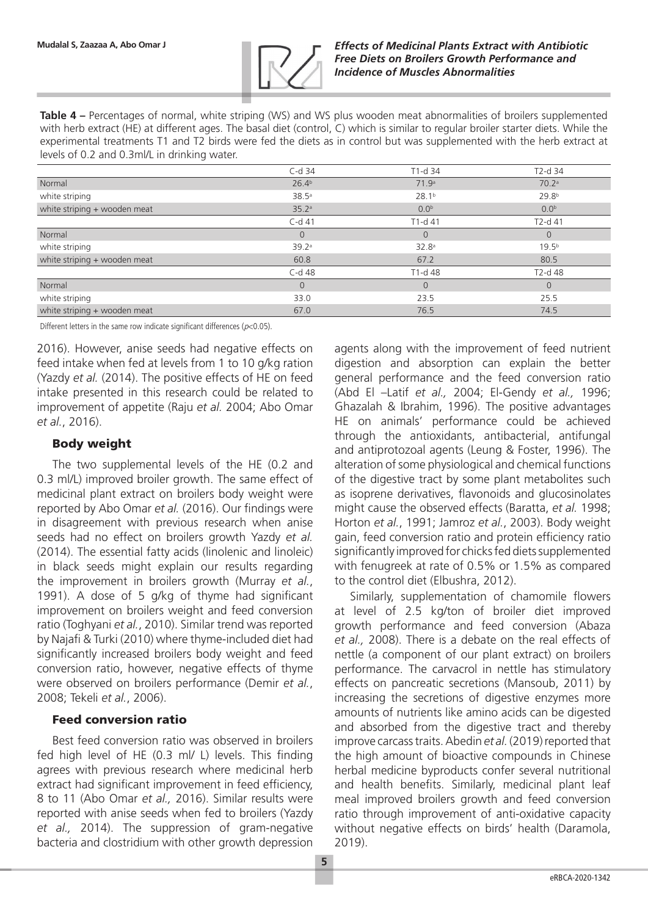**Table 4 –** Percentages of normal, white striping (WS) and WS plus wooden meat abnormalities of broilers supplemented with herb extract (HE) at different ages. The basal diet (control, C) which is similar to regular broiler starter diets. While the experimental treatments T1 and T2 birds were fed the diets as in control but was supplemented with the herb extract at levels of 0.2 and 0.3ml/L in drinking water.

| | C-d 34 | T1-d 34 | T2-d 34 |
|---|---|---|---|
| Normal | 26.4[b] | 71.9[a] | 70.2[a] |
| white striping | 38.5[a] | 28.1[b] | 29.8[b] |
| white striping + wooden meat | 35.2[a] | 0.0[b] | 0.0[b] |
| | C-d 41 | T1-d 41 | T2-d 41 |
| Normal | 0 | 0 | 0 |
| white striping | 39.2[a] | 32.8[a] | 19.5[b] |
| white striping + wooden meat | 60.8 | 67.2 | 80.5 |
| | C-d 48 | T1-d 48 | T2-d 48 |
| Normal | 0 | 0 | 0 |
| white striping | 33.0 | 23.5 | 25.5 |
| white striping + wooden meat | 67.0 | 76.5 | 74.5 |

Different letters in the same row indicate significant differences ($p<0.05$).

2016). However, anise seeds had negative effects on feed intake when fed at levels from 1 to 10 g/kg ration (Yazdy *et al.* (2014). The positive effects of HE on feed intake presented in this research could be related to improvement of appetite (Raju *et al.* 2004; Abo Omar *et al.*, 2016).

### Body weight

The two supplemental levels of the HE (0.2 and 0.3 ml/L) improved broiler growth. The same effect of medicinal plant extract on broilers body weight were reported by Abo Omar *et al.* (2016). Our findings were in disagreement with previous research when anise seeds had no effect on broilers growth Yazdy *et al.* (2014). The essential fatty acids (linolenic and linoleic) in black seeds might explain our results regarding the improvement in broilers growth (Murray *et al.*, 1991). A dose of 5 g/kg of thyme had significant improvement on broilers weight and feed conversion ratio (Toghyani *et al.*, 2010). Similar trend was reported by Najafi & Turki (2010) where thyme-included diet had significantly increased broilers body weight and feed conversion ratio, however, negative effects of thyme were observed on broilers performance (Demir *et al.*, 2008; Tekeli *et al.*, 2006).

### Feed conversion ratio

Best feed conversion ratio was observed in broilers fed high level of HE (0.3 ml/ L) levels. This finding agrees with previous research where medicinal herb extract had significant improvement in feed efficiency, 8 to 11 (Abo Omar *et al.,* 2016). Similar results were reported with anise seeds when fed to broilers (Yazdy *et al.,* 2014). The suppression of gram-negative bacteria and clostridium with other growth depression agents along with the improvement of feed nutrient digestion and absorption can explain the better general performance and the feed conversion ratio (Abd El –Latif *et al.,* 2004; El-Gendy *et al.,* 1996; Ghazalah & Ibrahim, 1996). The positive advantages HE on animals' performance could be achieved through the antioxidants, antibacterial, antifungal and antiprotozoal agents (Leung & Foster, 1996). The alteration of some physiological and chemical functions of the digestive tract by some plant metabolites such as isoprene derivatives, flavonoids and glucosinolates might cause the observed effects (Baratta, *et al.* 1998; Horton *et al.*, 1991; Jamroz *et al.*, 2003). Body weight gain, feed conversion ratio and protein efficiency ratio significantly improved for chicks fed diets supplemented with fenugreek at rate of 0.5% or 1.5% as compared to the control diet (Elbushra, 2012).

Similarly, supplementation of chamomile flowers at level of 2.5 kg/ton of broiler diet improved growth performance and feed conversion (Abaza *et al.,* 2008). There is a debate on the real effects of nettle (a component of our plant extract) on broilers performance. The carvacrol in nettle has stimulatory effects on pancreatic secretions (Mansoub, 2011) by increasing the secretions of digestive enzymes more amounts of nutrients like amino acids can be digested and absorbed from the digestive tract and thereby improve carcass traits. Abedin *et al.* (2019) reported that the high amount of bioactive compounds in Chinese herbal medicine byproducts confer several nutritional and health benefits. Similarly, medicinal plant leaf meal improved broilers growth and feed conversion ratio through improvement of anti-oxidative capacity without negative effects on birds' health (Daramola, 2019).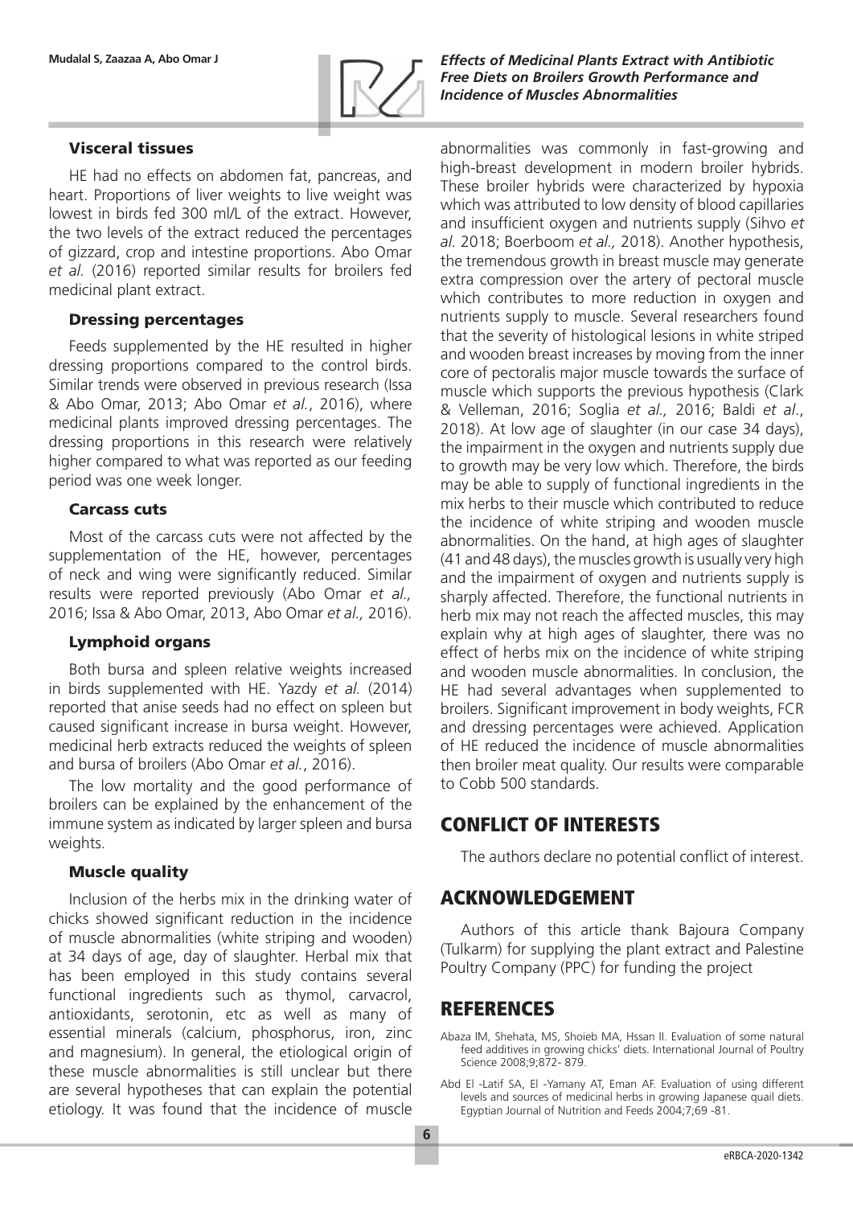### Visceral tissues

HE had no effects on abdomen fat, pancreas, and heart. Proportions of liver weights to live weight was lowest in birds fed 300 ml/L of the extract. However, the two levels of the extract reduced the percentages of gizzard, crop and intestine proportions. Abo Omar *et al.* (2016) reported similar results for broilers fed medicinal plant extract.

### Dressing percentages

Feeds supplemented by the HE resulted in higher dressing proportions compared to the control birds. Similar trends were observed in previous research (Issa & Abo Omar, 2013; Abo Omar *et al.*, 2016), where medicinal plants improved dressing percentages. The dressing proportions in this research were relatively higher compared to what was reported as our feeding period was one week longer.

### Carcass cuts

Most of the carcass cuts were not affected by the supplementation of the HE, however, percentages of neck and wing were significantly reduced. Similar results were reported previously (Abo Omar *et al.,* 2016; Issa & Abo Omar, 2013, Abo Omar *et al.,* 2016).

### Lymphoid organs

Both bursa and spleen relative weights increased in birds supplemented with HE. Yazdy *et al.* (2014) reported that anise seeds had no effect on spleen but caused significant increase in bursa weight. However, medicinal herb extracts reduced the weights of spleen and bursa of broilers (Abo Omar *et al.*, 2016).

The low mortality and the good performance of broilers can be explained by the enhancement of the immune system as indicated by larger spleen and bursa weights.

### Muscle quality

Inclusion of the herbs mix in the drinking water of chicks showed significant reduction in the incidence of muscle abnormalities (white striping and wooden) at 34 days of age, day of slaughter. Herbal mix that has been employed in this study contains several functional ingredients such as thymol, carvacrol, antioxidants, serotonin, etc as well as many of essential minerals (calcium, phosphorus, iron, zinc and magnesium). In general, the etiological origin of these muscle abnormalities is still unclear but there are several hypotheses that can explain the potential etiology. It was found that the incidence of muscle abnormalities was commonly in fast-growing and high-breast development in modern broiler hybrids. These broiler hybrids were characterized by hypoxia which was attributed to low density of blood capillaries and insufficient oxygen and nutrients supply (Sihvo *et al.* 2018; Boerboom *et al.,* 2018). Another hypothesis, the tremendous growth in breast muscle may generate extra compression over the artery of pectoral muscle which contributes to more reduction in oxygen and nutrients supply to muscle. Several researchers found that the severity of histological lesions in white striped and wooden breast increases by moving from the inner core of pectoralis major muscle towards the surface of muscle which supports the previous hypothesis (Clark & Velleman, 2016; Soglia *et al.,* 2016; Baldi *et al*., 2018). At low age of slaughter (in our case 34 days), the impairment in the oxygen and nutrients supply due to growth may be very low which. Therefore, the birds may be able to supply of functional ingredients in the mix herbs to their muscle which contributed to reduce the incidence of white striping and wooden muscle abnormalities. On the hand, at high ages of slaughter (41 and 48 days), the muscles growth is usually very high and the impairment of oxygen and nutrients supply is sharply affected. Therefore, the functional nutrients in herb mix may not reach the affected muscles, this may explain why at high ages of slaughter, there was no effect of herbs mix on the incidence of white striping and wooden muscle abnormalities. In conclusion, the HE had several advantages when supplemented to broilers. Significant improvement in body weights, FCR and dressing percentages were achieved. Application of HE reduced the incidence of muscle abnormalities then broiler meat quality. Our results were comparable to Cobb 500 standards.

## CONFLICT OF INTERESTS

The authors declare no potential conflict of interest.

## ACKNOWLEDGEMENT

Authors of this article thank Bajoura Company (Tulkarm) for supplying the plant extract and Palestine Poultry Company (PPC) for funding the project

## REFERENCES

Abaza IM, Shehata, MS, Shoieb MA, Hssan II. Evaluation of some natural feed additives in growing chicks' diets. International Journal of Poultry Science 2008;9;872- 879.

Abd El -Latif SA, El -Yamany AT, Eman AF. Evaluation of using different levels and sources of medicinal herbs in growing Japanese quail diets. Egyptian Journal of Nutrition and Feeds 2004;7;69 -81.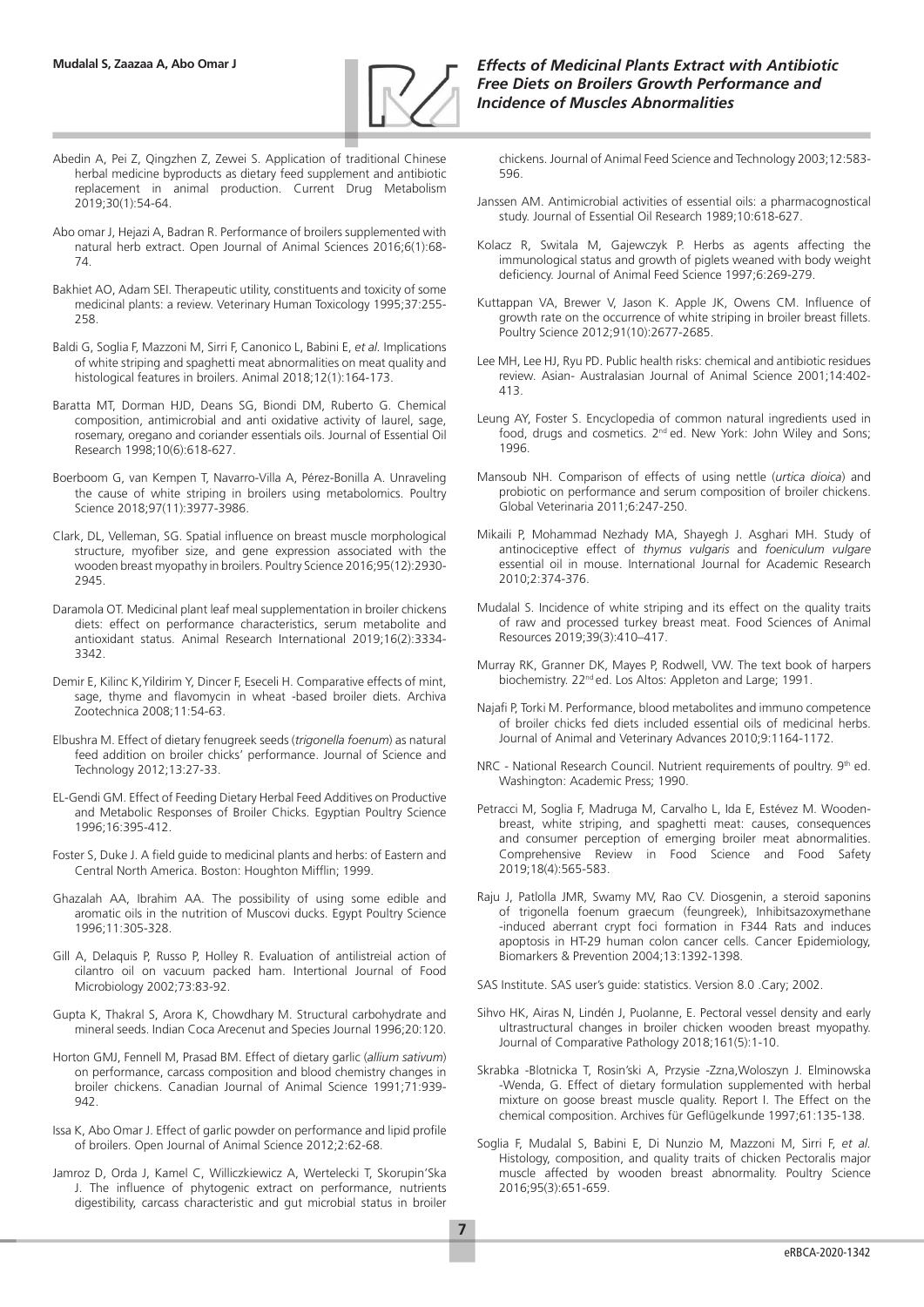Abedin A, Pei Z, Qingzhen Z, Zewei S. Application of traditional Chinese herbal medicine byproducts as dietary feed supplement and antibiotic replacement in animal production. Current Drug Metabolism 2019;30(1):54-64.

Abo omar J, Hejazi A, Badran R. Performance of broilers supplemented with natural herb extract. Open Journal of Animal Sciences 2016;6(1):68-74.

Bakhiet AO, Adam SEI. Therapeutic utility, constituents and toxicity of some medicinal plants: a review. Veterinary Human Toxicology 1995;37:255-258.

Baldi G, Soglia F, Mazzoni M, Sirri F, Canonico L, Babini E, *et al.* Implications of white striping and spaghetti meat abnormalities on meat quality and histological features in broilers. Animal 2018;12(1):164-173.

Baratta MT, Dorman HJD, Deans SG, Biondi DM, Ruberto G. Chemical composition, antimicrobial and anti oxidative activity of laurel, sage, rosemary, oregano and coriander essentials oils. Journal of Essential Oil Research 1998;10(6):618-627.

Boerboom G, van Kempen T, Navarro-Villa A, Pérez-Bonilla A. Unraveling the cause of white striping in broilers using metabolomics. Poultry Science 2018;97(11):3977-3986.

Clark, DL, Velleman, SG. Spatial influence on breast muscle morphological structure, myofiber size, and gene expression associated with the wooden breast myopathy in broilers. Poultry Science 2016;95(12):2930-2945.

Daramola OT. Medicinal plant leaf meal supplementation in broiler chickens diets: effect on performance characteristics, serum metabolite and antioxidant status. Animal Research International 2019;16(2):3334-3342.

Demir E, Kilinc K,Yildirim Y, Dincer F, Eseceli H. Comparative effects of mint, sage, thyme and flavomycin in wheat -based broiler diets. Archiva Zootechnica 2008;11:54-63.

Elbushra M. Effect of dietary fenugreek seeds (*trigonella foenum*) as natural feed addition on broiler chicks' performance. Journal of Science and Technology 2012;13:27-33.

EL-Gendi GM. Effect of Feeding Dietary Herbal Feed Additives on Productive and Metabolic Responses of Broiler Chicks. Egyptian Poultry Science 1996;16:395-412.

Foster S, Duke J. A field guide to medicinal plants and herbs: of Eastern and Central North America. Boston: Houghton Mifflin; 1999.

Ghazalah AA, Ibrahim AA. The possibility of using some edible and aromatic oils in the nutrition of Muscovi ducks. Egypt Poultry Science 1996;11:305-328.

Gill A, Delaquis P, Russo P, Holley R. Evaluation of antilistreial action of cilantro oil on vacuum packed ham. Intertional Journal of Food Microbiology 2002;73:83-92.

Gupta K, Thakral S, Arora K, Chowdhary M. Structural carbohydrate and mineral seeds. Indian Coca Arecenut and Species Journal 1996;20:120.

Horton GMJ, Fennell M, Prasad BM. Effect of dietary garlic (*allium sativum*) on performance, carcass composition and blood chemistry changes in broiler chickens. Canadian Journal of Animal Science 1991;71:939-942.

Issa K, Abo Omar J. Effect of garlic powder on performance and lipid profile of broilers. Open Journal of Animal Science 2012;2:62-68.

Jamroz D, Orda J, Kamel C, Williczkiewicz A, Wertelecki T, Skorupin'Ska J. The influence of phytogenic extract on performance, nutrients digestibility, carcass characteristic and gut microbial status in broiler chickens. Journal of Animal Feed Science and Technology 2003;12:583-596.

Janssen AM. Antimicrobial activities of essential oils: a pharmacognostical study. Journal of Essential Oil Research 1989;10:618-627.

Kolacz R, Switala M, Gajewczyk P. Herbs as agents affecting the immunological status and growth of piglets weaned with body weight deficiency. Journal of Animal Feed Science 1997;6:269-279.

Kuttappan VA, Brewer V, Jason K. Apple JK, Owens CM. Influence of growth rate on the occurrence of white striping in broiler breast fillets. Poultry Science 2012;91(10):2677-2685.

Lee MH, Lee HJ, Ryu PD. Public health risks: chemical and antibiotic residues review. Asian- Australasian Journal of Animal Science 2001;14:402-413.

Leung AY, Foster S. Encyclopedia of common natural ingredients used in food, drugs and cosmetics. 2nd ed. New York: John Wiley and Sons; 1996.

Mansoub NH. Comparison of effects of using nettle (*urtica dioica*) and probiotic on performance and serum composition of broiler chickens. Global Veterinaria 2011;6:247-250.

Mikaili P, Mohammad Nezhady MA, Shayegh J. Asghari MH. Study of antinociceptive effect of *thymus vulgaris* and *foeniculum vulgare* essential oil in mouse. International Journal for Academic Research 2010;2:374-376.

Mudalal S. Incidence of white striping and its effect on the quality traits of raw and processed turkey breast meat. Food Sciences of Animal Resources 2019;39(3):410–417.

Murray RK, Granner DK, Mayes P, Rodwell, VW. The text book of harpers biochemistry. 22nd ed. Los Altos: Appleton and Large; 1991.

Najafi P, Torki M. Performance, blood metabolites and immuno competence of broiler chicks fed diets included essential oils of medicinal herbs. Journal of Animal and Veterinary Advances 2010;9:1164-1172.

NRC - National Research Council. Nutrient requirements of poultry. 9th ed. Washington: Academic Press; 1990.

Petracci M, Soglia F, Madruga M, Carvalho L, Ida E, Estévez M. Wooden-breast, white striping, and spaghetti meat: causes, consequences and consumer perception of emerging broiler meat abnormalities. Comprehensive Review in Food Science and Food Safety 2019;18(4):565-583.

Raju J, Patlolla JMR, Swamy MV, Rao CV. Diosgenin, a steroid saponins of trigonella foenum graecum (feungreek), Inhibitsazoxymethane -induced aberrant crypt foci formation in F344 Rats and induces apoptosis in HT-29 human colon cancer cells. Cancer Epidemiology, Biomarkers & Prevention 2004;13:1392-1398.

SAS Institute. SAS user's guide: statistics. Version 8.0 .Cary; 2002.

Sihvo HK, Airas N, Lindén J, Puolanne, E. Pectoral vessel density and early ultrastructural changes in broiler chicken wooden breast myopathy. Journal of Comparative Pathology 2018;161(5):1-10.

Skrabka -Blotnicka T, Rosin'ski A, Przysie -Zzna,Woloszyn J. Elminowska -Wenda, G. Effect of dietary formulation supplemented with herbal mixture on goose breast muscle quality. Report I. The Effect on the chemical composition. Archives für Geflügelkunde 1997;61:135-138.

Soglia F, Mudalal S, Babini E, Di Nunzio M, Mazzoni M, Sirri F, *et al.* Histology, composition, and quality traits of chicken Pectoralis major muscle affected by wooden breast abnormality. Poultry Science 2016;95(3):651-659.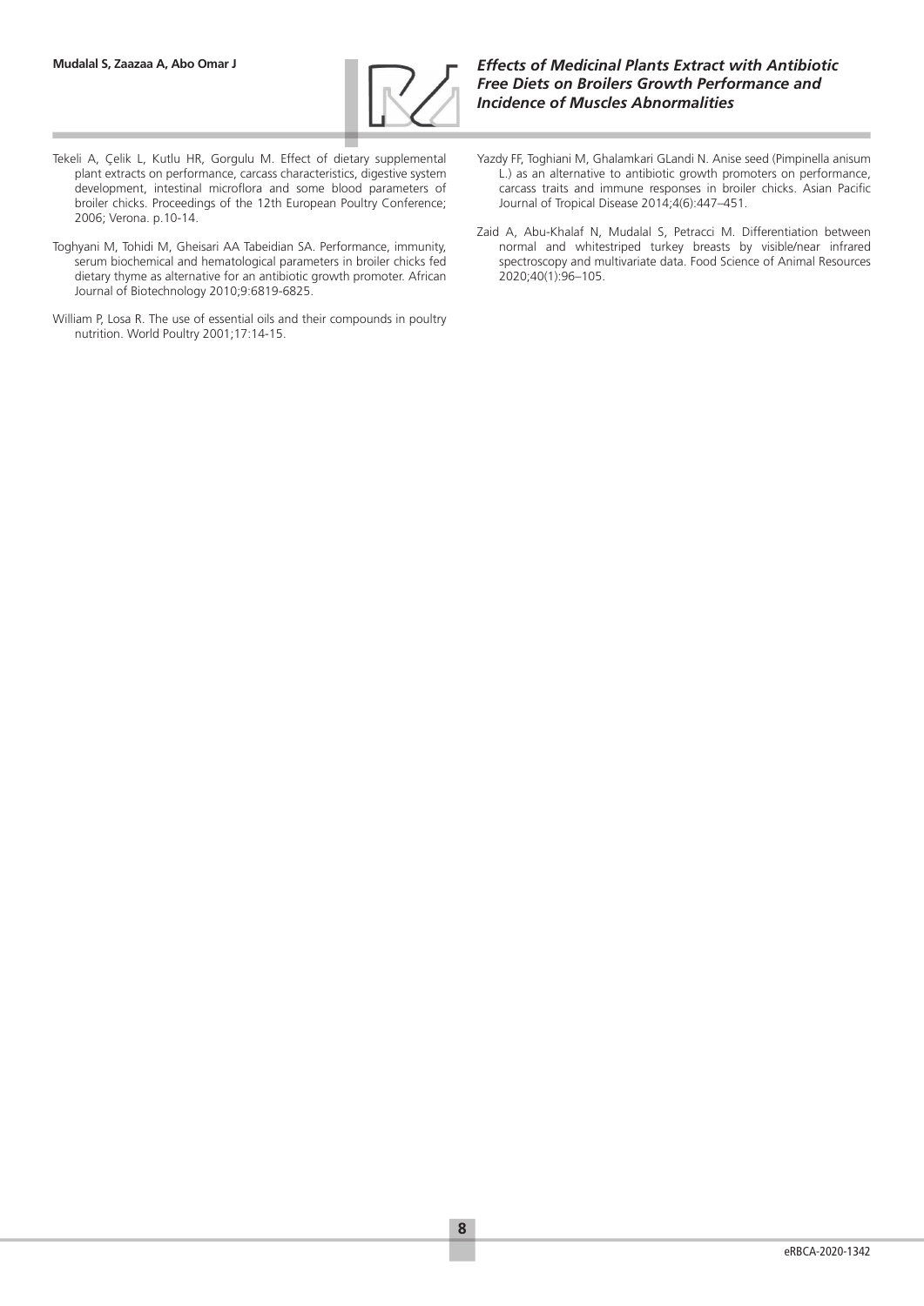Tekeli A, Çelik L, Kutlu HR, Gorgulu M. Effect of dietary supplemental plant extracts on performance, carcass characteristics, digestive system development, intestinal microflora and some blood parameters of broiler chicks. Proceedings of the 12th European Poultry Conference; 2006; Verona. p.10-14.

Toghyani M, Tohidi M, Gheisari AA Tabeidian SA. Performance, immunity, serum biochemical and hematological parameters in broiler chicks fed dietary thyme as alternative for an antibiotic growth promoter. African Journal of Biotechnology 2010;9:6819-6825.

William P, Losa R. The use of essential oils and their compounds in poultry nutrition. World Poultry 2001;17:14-15.

Yazdy FF, Toghiani M, Ghalamkari GLandi N. Anise seed (Pimpinella anisum L.) as an alternative to antibiotic growth promoters on performance, carcass traits and immune responses in broiler chicks. Asian Pacific Journal of Tropical Disease 2014;4(6):447–451.

Zaid A, Abu-Khalaf N, Mudalal S, Petracci M. Differentiation between normal and whitestriped turkey breasts by visible/near infrared spectroscopy and multivariate data. Food Science of Animal Resources 2020;40(1):96–105.